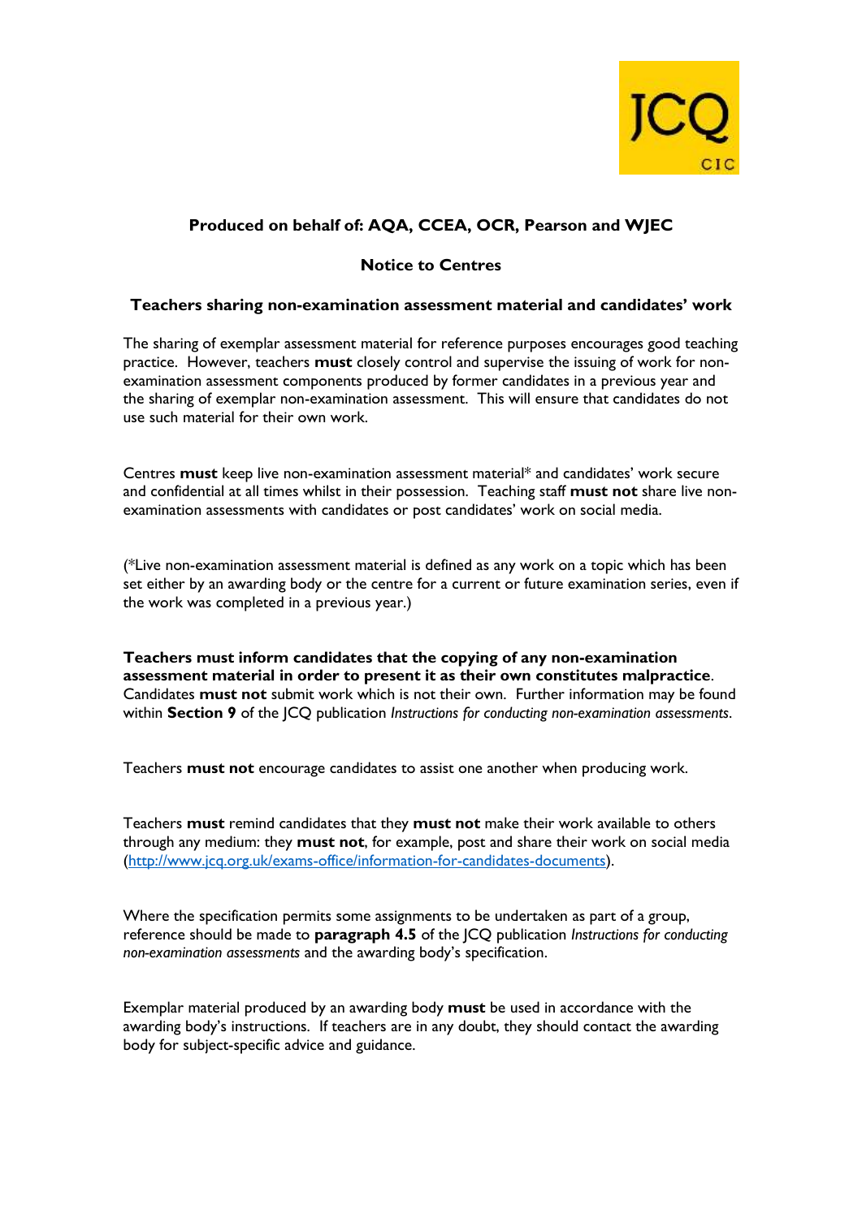**Produced on behalf of: AQA, CCEA, OCR, Pearson and WJEC**

## Notice to Centres

### Teachers sharing non-examination assessment material and candidates' work

The sharing of exemplar assessment material for reference purposes encourages good teaching practice. However, teachers **must** closely control and supervise the issuing of work for non-examination assessment components produced by former candidates in a previous year and the sharing of exemplar non-examination assessment. This will ensure that candidates do not use such material for their own work.

Centres **must** keep live non-examination assessment material* and candidates' work secure and confidential at all times whilst in their possession. Teaching staff **must not** share live non-examination assessments with candidates or post candidates' work on social media.

(*Live non-examination assessment material is defined as any work on a topic which has been set either by an awarding body or the centre for a current or future examination series, even if the work was completed in a previous year.)

**Teachers must inform candidates that the copying of any non-examination assessment material in order to present it as their own constitutes malpractice**. Candidates **must not** submit work which is not their own. Further information may be found within **Section 9** of the JCQ publication *Instructions for conducting non-examination assessments*.

Teachers **must not** encourage candidates to assist one another when producing work.

Teachers **must** remind candidates that they **must not** make their work available to others through any medium: they **must not**, for example, post and share their work on social media (http://www.jcq.org.uk/exams-office/information-for-candidates-documents).

Where the specification permits some assignments to be undertaken as part of a group, reference should be made to **paragraph 4.5** of the JCQ publication *Instructions for conducting non-examination assessments* and the awarding body's specification.

Exemplar material produced by an awarding body **must** be used in accordance with the awarding body's instructions. If teachers are in any doubt, they should contact the awarding body for subject-specific advice and guidance.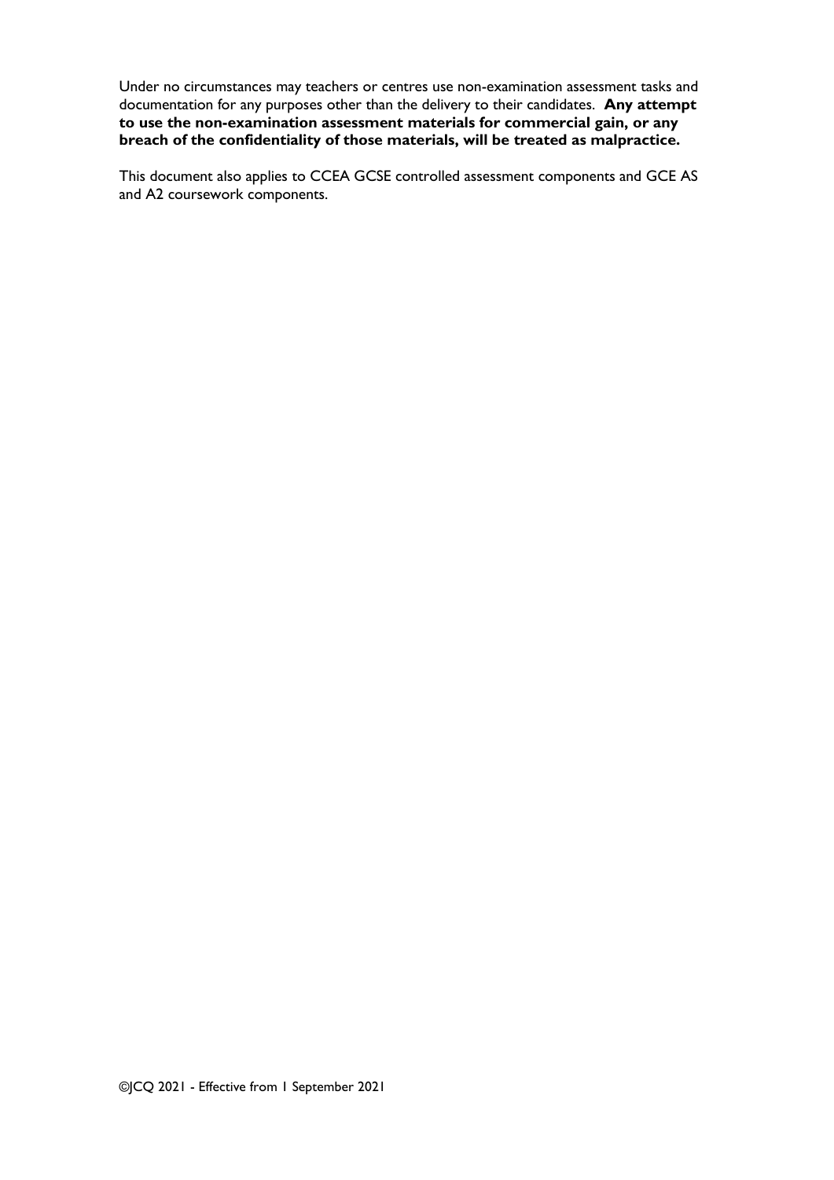Under no circumstances may teachers or centres use non-examination assessment tasks and documentation for any purposes other than the delivery to their candidates. **Any attempt to use the non-examination assessment materials for commercial gain, or any breach of the confidentiality of those materials, will be treated as malpractice.**

This document also applies to CCEA GCSE controlled assessment components and GCE AS and A2 coursework components.

©JCQ 2021 - Effective from 1 September 2021